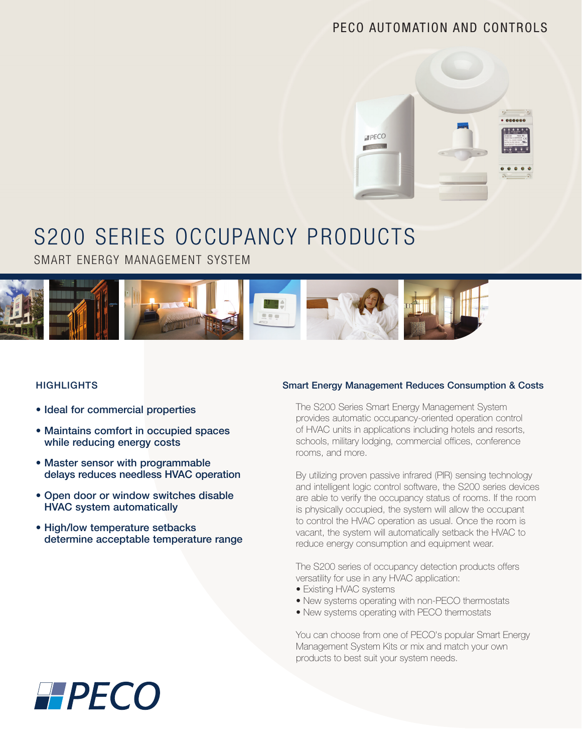PECO AUTOMATION AND CONTROLS

# S200 SERIES OCCUPANCY PRODUCTS

## SMART ENERGY MANAGEMENT SYSTEM

### HIGHLIGHTS

- **Ideal for commercial properties**
- **Maintains comfort in occupied spaces while reducing energy costs**
- **Master sensor with programmable delays reduces needless HVAC operation**
- **Open door or window switches disable HVAC system automatically**
- **High/low temperature setbacks determine acceptable temperature range**

### Smart Energy Management Reduces Consumption & Costs

The S200 Series Smart Energy Management System provides automatic occupancy-oriented operation control of HVAC units in applications including hotels and resorts, schools, military lodging, commercial offices, conference rooms, and more.

By utilizing proven passive infrared (PIR) sensing technology and intelligent logic control software, the S200 series devices are able to verify the occupancy status of rooms. If the room is physically occupied, the system will allow the occupant to control the HVAC operation as usual. Once the room is vacant, the system will automatically setback the HVAC to reduce energy consumption and equipment wear.

The S200 series of occupancy detection products offers versatility for use in any HVAC application:

- Existing HVAC systems
- New systems operating with non-PECO thermostats
- New systems operating with PECO thermostats

You can choose from one of PECO's popular Smart Energy Management System Kits or mix and match your own products to best suit your system needs.

PECO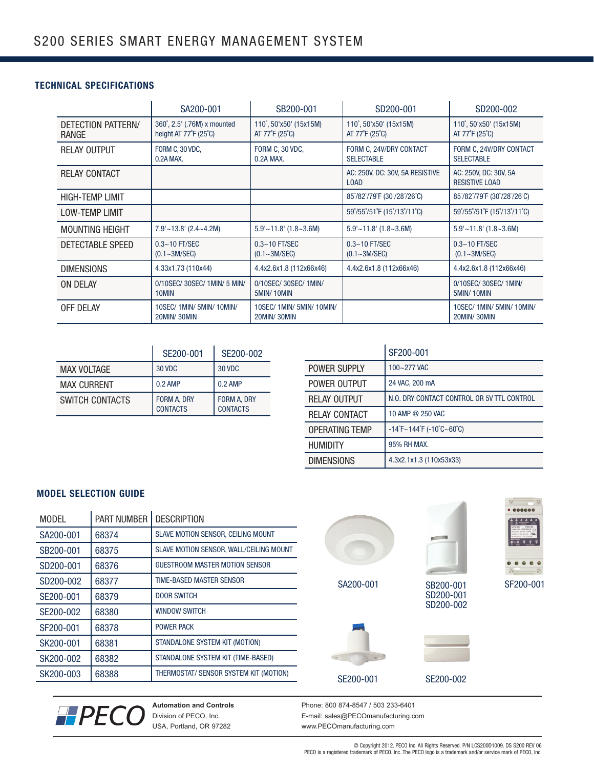# S200 SERIES SMART ENERGY MANAGEMENT SYSTEM

## TECHNICAL SPECIFICATIONS

| | SA200-001 | SB200-001 | SD200-001 | SD200-002 |
|---|---|---|---|---|
| DETECTION PATTERN/ RANGE | 360˚, 2.5' (.76M) x mounted height AT 77˚F (25˚C) | 110˚, 50'x50' (15x15M) AT 77˚F (25˚C) | 110˚, 50'x50' (15x15M) AT 77˚F (25˚C) | 110˚, 50'x50' (15x15M) AT 77˚F (25˚C) |
| RELAY OUTPUT | FORM C, 30 VDC, 0.2A MAX. | FORM C, 30 VDC, 0.2A MAX. | FORM C, 24V/DRY CONTACT SELECTABLE | FORM C, 24V/DRY CONTACT SELECTABLE |
| RELAY CONTACT | | | AC: 250V, DC: 30V, 5A RESISTIVE LOAD | AC: 250V, DC: 30V, 5A RESISTIVE LOAD |
| HIGH-TEMP LIMIT | | | 85˚/82˚/79˚F (30˚/28˚/26˚C) | 85˚/82˚/79˚F (30˚/28˚/26˚C) |
| LOW-TEMP LIMIT | | | 59˚/55˚/51˚F (15˚/13˚/11˚C) | 59˚/55˚/51˚F (15˚/13˚/11˚C) |
| MOUNTING HEIGHT | 7.9'~13.8' (2.4~4.2M) | 5.9'~11.8' (1.8~3.6M) | 5.9'~11.8' (1.8~3.6M) | 5.9'~11.8' (1.8~3.6M) |
| DETECTABLE SPEED | 0.3~10 FT/SEC (0.1~3M/SEC) | 0.3~10 FT/SEC (0.1~3M/SEC) | 0.3~10 FT/SEC (0.1~3M/SEC) | 0.3~10 FT/SEC (0.1~3M/SEC) |
| DIMENSIONS | 4.33x1.73 (110x44) | 4.4x2.6x1.8 (112x66x46) | 4.4x2.6x1.8 (112x66x46) | 4.4x2.6x1.8 (112x66x46) |
| ON DELAY | 0/10SEC/ 30SEC/ 1MIN/ 5 MIN/ 10MIN | 0/10SEC/ 30SEC/ 1MIN/ 5MIN/ 10MIN | | 0/10SEC/ 30SEC/ 1MIN/ 5MIN/ 10MIN |
| OFF DELAY | 10SEC/ 1MIN/ 5MIN/ 10MIN/ 20MIN/ 30MIN | 10SEC/ 1MIN/ 5MIN/ 10MIN/ 20MIN/ 30MIN | | 10SEC/ 1MIN/ 5MIN/ 10MIN/ 20MIN/ 30MIN |

| | SE200-001 | SE200-002 |
|---|---|---|
| MAX VOLTAGE | 30 VDC | 30 VDC |
| MAX CURRENT | 0.2 AMP | 0.2 AMP |
| SWITCH CONTACTS | FORM A, DRY CONTACTS | FORM A, DRY CONTACTS |

| | SF200-001 |
|---|---|
| POWER SUPPLY | 100~277 VAC |
| POWER OUTPUT | 24 VAC, 200 mA |
| RELAY OUTPUT | N.O. DRY CONTACT CONTROL OR 5V TTL CONTROL |
| RELAY CONTACT | 10 AMP @ 250 VAC |
| OPERATING TEMP | -14˚F~144˚F (-10˚C~60˚C) |
| HUMIDITY | 95% RH MAX. |
| DIMENSIONS | 4.3x2.1x1.3 (110x53x33) |

## MODEL SELECTION GUIDE

| MODEL | PART NUMBER | DESCRIPTION |
|---|---|---|
| SA200-001 | 68374 | SLAVE MOTION SENSOR, CEILING MOUNT |
| SB200-001 | 68375 | SLAVE MOTION SENSOR, WALL/CEILING MOUNT |
| SD200-001 | 68376 | GUESTROOM MASTER MOTION SENSOR |
| SD200-002 | 68377 | TIME-BASED MASTER SENSOR |
| SE200-001 | 68379 | DOOR SWITCH |
| SE200-002 | 68380 | WINDOW SWITCH |
| SF200-001 | 68378 | POWER PACK |
| SK200-001 | 68381 | STANDALONE SYSTEM KIT (MOTION) |
| SK200-002 | 68382 | STANDALONE SYSTEM KIT (TIME-BASED) |
| SK200-003 | 68388 | THERMOSTAT/ SENSOR SYSTEM KIT (MOTION) |

SA200-001

SB200-001
SD200-001
SD200-002

SF200-001

SE200-001

SE200-002

PECO

**Automation and Controls**
Division of PECO, Inc.
USA, Portland, OR 97282

Phone: 800 874-8547 / 503 233-6401
E-mail: sales@PECOmanufacturing.com
www.PECOmanufacturing.com

© Copyright 2012. PECO Inc. All Rights Reserved. P/N LCS200D1009. DS S200 REV 06
PECO is a registered trademark of PECO, Inc. The PECO logo is a trademark and/or service mark of PECO, Inc.